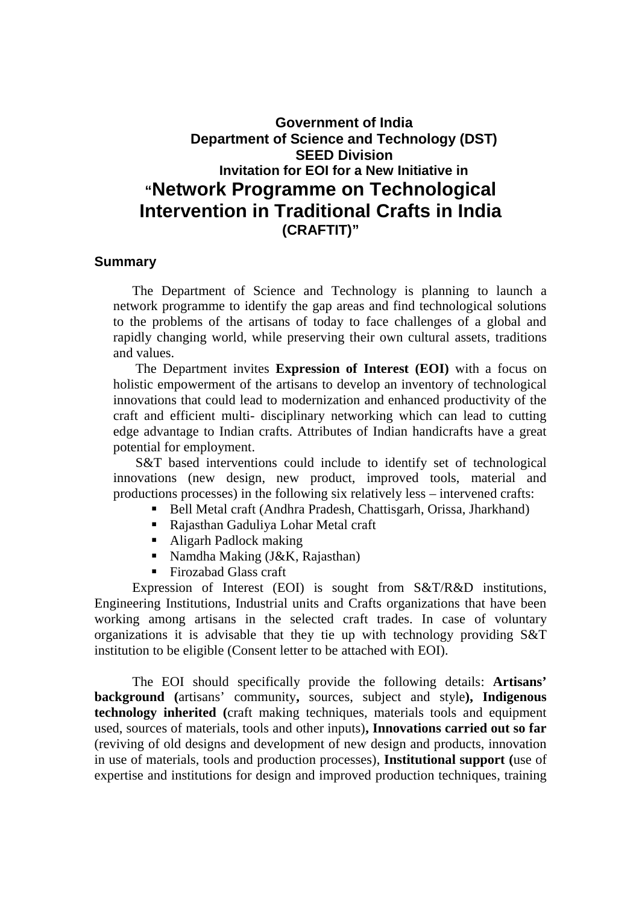**Government of India**
**Department of Science and Technology (DST)**
**SEED Division**
**Invitation for EOI for a New Initiative in**

# "Network Programme on Technological Intervention in Traditional Crafts in India (CRAFTIT)"

## Summary

The Department of Science and Technology is planning to launch a network programme to identify the gap areas and find technological solutions to the problems of the artisans of today to face challenges of a global and rapidly changing world, while preserving their own cultural assets, traditions and values.

The Department invites **Expression of Interest (EOI)** with a focus on holistic empowerment of the artisans to develop an inventory of technological innovations that could lead to modernization and enhanced productivity of the craft and efficient multi- disciplinary networking which can lead to cutting edge advantage to Indian crafts. Attributes of Indian handicrafts have a great potential for employment.

S&T based interventions could include to identify set of technological innovations (new design, new product, improved tools, material and productions processes) in the following six relatively less – intervened crafts:

- Bell Metal craft (Andhra Pradesh, Chattisgarh, Orissa, Jharkhand)
- Rajasthan Gaduliya Lohar Metal craft
- Aligarh Padlock making
- Namdha Making (J&K, Rajasthan)
- Firozabad Glass craft

Expression of Interest (EOI) is sought from S&T/R&D institutions, Engineering Institutions, Industrial units and Crafts organizations that have been working among artisans in the selected craft trades. In case of voluntary organizations it is advisable that they tie up with technology providing S&T institution to be eligible (Consent letter to be attached with EOI).

The EOI should specifically provide the following details: **Artisans' background (**artisans' community**,** sources, subject and style**), Indigenous technology inherited (**craft making techniques, materials tools and equipment used, sources of materials, tools and other inputs)**, Innovations carried out so far** (reviving of old designs and development of new design and products, innovation in use of materials, tools and production processes), **Institutional support (**use of expertise and institutions for design and improved production techniques, training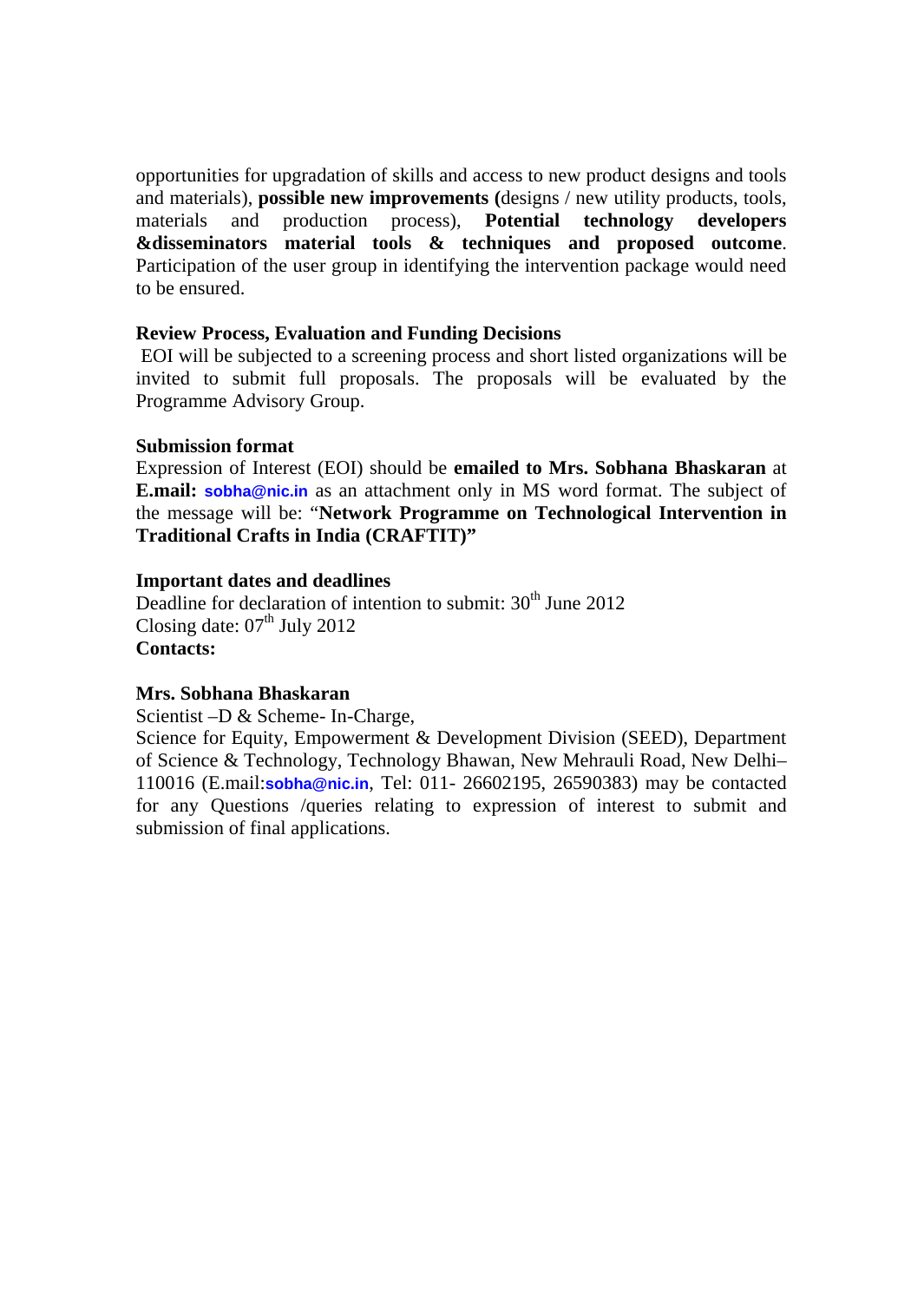opportunities for upgradation of skills and access to new product designs and tools and materials), **possible new improvements (**designs / new utility products, tools, materials and production process), **Potential technology developers &disseminators material tools & techniques and proposed outcome**. Participation of the user group in identifying the intervention package would need to be ensured.

**Review Process, Evaluation and Funding Decisions**

EOI will be subjected to a screening process and short listed organizations will be invited to submit full proposals. The proposals will be evaluated by the Programme Advisory Group.

**Submission format**

Expression of Interest (EOI) should be **emailed to Mrs. Sobhana Bhaskaran** at **E.mail: sobha@nic.in** as an attachment only in MS word format. The subject of the message will be: "**Network Programme on Technological Intervention in Traditional Crafts in India (CRAFTIT)"**

**Important dates and deadlines**

Deadline for declaration of intention to submit: 30th June 2012
Closing date: 07th July 2012
**Contacts:**

**Mrs. Sobhana Bhaskaran**

Scientist –D & Scheme- In-Charge,
Science for Equity, Empowerment & Development Division (SEED), Department of Science & Technology, Technology Bhawan, New Mehrauli Road, New Delhi–110016 (E.mail:**sobha@nic.in**, Tel: 011- 26602195, 26590383) may be contacted for any Questions /queries relating to expression of interest to submit and submission of final applications.